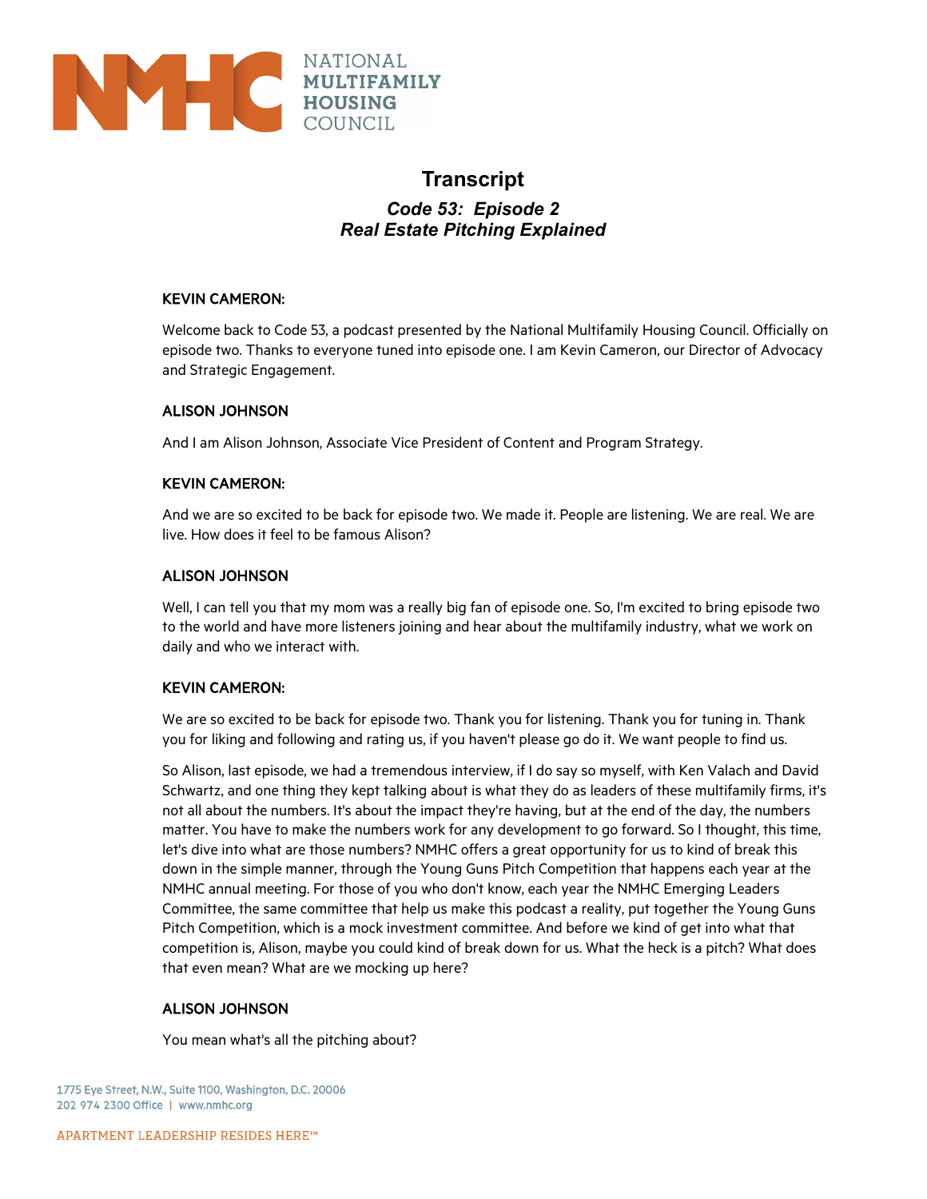# Transcript

## *Code 53: Episode 2*
## *Real Estate Pitching Explained*

**KEVIN CAMERON:**

Welcome back to Code 53, a podcast presented by the National Multifamily Housing Council. Officially on episode two. Thanks to everyone tuned into episode one. I am Kevin Cameron, our Director of Advocacy and Strategic Engagement.

**ALISON JOHNSON**

And I am Alison Johnson, Associate Vice President of Content and Program Strategy.

**KEVIN CAMERON:**

And we are so excited to be back for episode two. We made it. People are listening. We are real. We are live. How does it feel to be famous Alison?

**ALISON JOHNSON**

Well, I can tell you that my mom was a really big fan of episode one. So, I'm excited to bring episode two to the world and have more listeners joining and hear about the multifamily industry, what we work on daily and who we interact with.

**KEVIN CAMERON:**

We are so excited to be back for episode two. Thank you for listening. Thank you for tuning in. Thank you for liking and following and rating us, if you haven't please go do it. We want people to find us.

So Alison, last episode, we had a tremendous interview, if I do say so myself, with Ken Valach and David Schwartz, and one thing they kept talking about is what they do as leaders of these multifamily firms, it's not all about the numbers. It's about the impact they're having, but at the end of the day, the numbers matter. You have to make the numbers work for any development to go forward. So I thought, this time, let's dive into what are those numbers? NMHC offers a great opportunity for us to kind of break this down in the simple manner, through the Young Guns Pitch Competition that happens each year at the NMHC annual meeting. For those of you who don't know, each year the NMHC Emerging Leaders Committee, the same committee that help us make this podcast a reality, put together the Young Guns Pitch Competition, which is a mock investment committee. And before we kind of get into what that competition is, Alison, maybe you could kind of break down for us. What the heck is a pitch? What does that even mean? What are we mocking up here?

**ALISON JOHNSON**

You mean what's all the pitching about?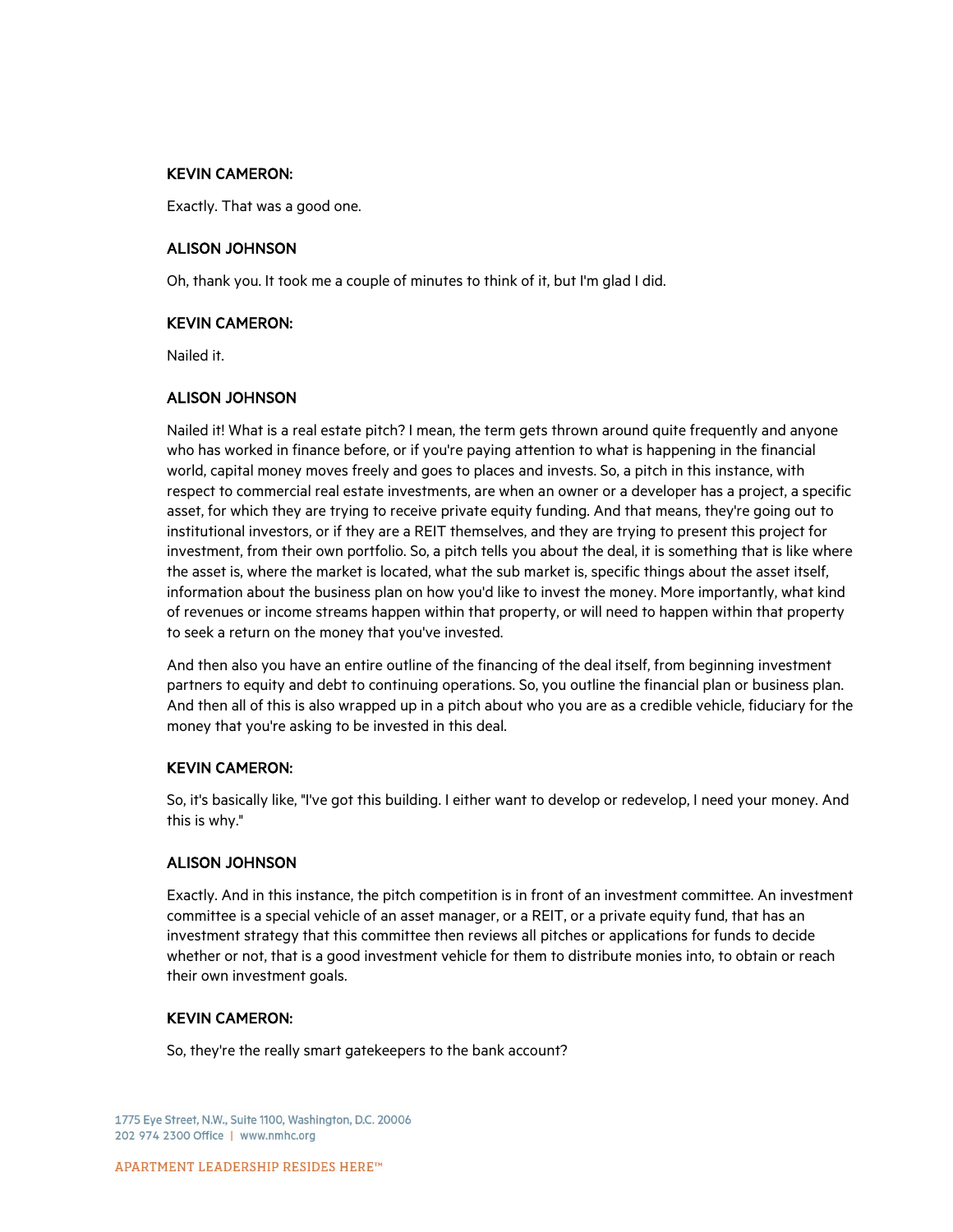**KEVIN CAMERON:**

Exactly. That was a good one.

**ALISON JOHNSON**

Oh, thank you. It took me a couple of minutes to think of it, but I'm glad I did.

**KEVIN CAMERON:**

Nailed it.

**ALISON JOHNSON**

Nailed it! What is a real estate pitch? I mean, the term gets thrown around quite frequently and anyone who has worked in finance before, or if you're paying attention to what is happening in the financial world, capital money moves freely and goes to places and invests. So, a pitch in this instance, with respect to commercial real estate investments, are when an owner or a developer has a project, a specific asset, for which they are trying to receive private equity funding. And that means, they're going out to institutional investors, or if they are a REIT themselves, and they are trying to present this project for investment, from their own portfolio. So, a pitch tells you about the deal, it is something that is like where the asset is, where the market is located, what the sub market is, specific things about the asset itself, information about the business plan on how you'd like to invest the money. More importantly, what kind of revenues or income streams happen within that property, or will need to happen within that property to seek a return on the money that you've invested.

And then also you have an entire outline of the financing of the deal itself, from beginning investment partners to equity and debt to continuing operations. So, you outline the financial plan or business plan. And then all of this is also wrapped up in a pitch about who you are as a credible vehicle, fiduciary for the money that you're asking to be invested in this deal.

**KEVIN CAMERON:**

So, it's basically like, "I've got this building. I either want to develop or redevelop, I need your money. And this is why."

**ALISON JOHNSON**

Exactly. And in this instance, the pitch competition is in front of an investment committee. An investment committee is a special vehicle of an asset manager, or a REIT, or a private equity fund, that has an investment strategy that this committee then reviews all pitches or applications for funds to decide whether or not, that is a good investment vehicle for them to distribute monies into, to obtain or reach their own investment goals.

**KEVIN CAMERON:**

So, they're the really smart gatekeepers to the bank account?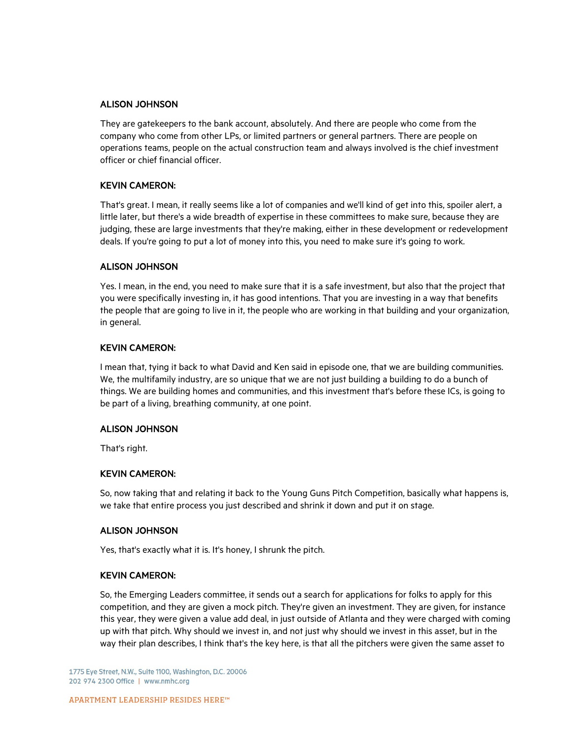**ALISON JOHNSON**

They are gatekeepers to the bank account, absolutely. And there are people who come from the company who come from other LPs, or limited partners or general partners. There are people on operations teams, people on the actual construction team and always involved is the chief investment officer or chief financial officer.

**KEVIN CAMERON:**

That's great. I mean, it really seems like a lot of companies and we'll kind of get into this, spoiler alert, a little later, but there's a wide breadth of expertise in these committees to make sure, because they are judging, these are large investments that they're making, either in these development or redevelopment deals. If you're going to put a lot of money into this, you need to make sure it's going to work.

**ALISON JOHNSON**

Yes. I mean, in the end, you need to make sure that it is a safe investment, but also that the project that you were specifically investing in, it has good intentions. That you are investing in a way that benefits the people that are going to live in it, the people who are working in that building and your organization, in general.

**KEVIN CAMERON:**

I mean that, tying it back to what David and Ken said in episode one, that we are building communities. We, the multifamily industry, are so unique that we are not just building a building to do a bunch of things. We are building homes and communities, and this investment that's before these ICs, is going to be part of a living, breathing community, at one point.

**ALISON JOHNSON**

That's right.

**KEVIN CAMERON:**

So, now taking that and relating it back to the Young Guns Pitch Competition, basically what happens is, we take that entire process you just described and shrink it down and put it on stage.

**ALISON JOHNSON**

Yes, that's exactly what it is. It's honey, I shrunk the pitch.

**KEVIN CAMERON:**

So, the Emerging Leaders committee, it sends out a search for applications for folks to apply for this competition, and they are given a mock pitch. They're given an investment. They are given, for instance this year, they were given a value add deal, in just outside of Atlanta and they were charged with coming up with that pitch. Why should we invest in, and not just why should we invest in this asset, but in the way their plan describes, I think that's the key here, is that all the pitchers were given the same asset to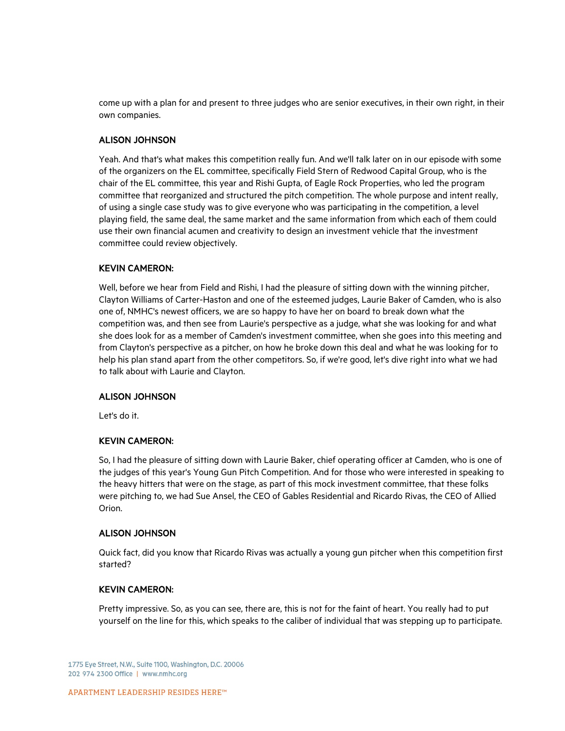come up with a plan for and present to three judges who are senior executives, in their own right, in their own companies.

**ALISON JOHNSON**

Yeah. And that's what makes this competition really fun. And we'll talk later on in our episode with some of the organizers on the EL committee, specifically Field Stern of Redwood Capital Group, who is the chair of the EL committee, this year and Rishi Gupta, of Eagle Rock Properties, who led the program committee that reorganized and structured the pitch competition. The whole purpose and intent really, of using a single case study was to give everyone who was participating in the competition, a level playing field, the same deal, the same market and the same information from which each of them could use their own financial acumen and creativity to design an investment vehicle that the investment committee could review objectively.

**KEVIN CAMERON:**

Well, before we hear from Field and Rishi, I had the pleasure of sitting down with the winning pitcher, Clayton Williams of Carter-Haston and one of the esteemed judges, Laurie Baker of Camden, who is also one of, NMHC's newest officers, we are so happy to have her on board to break down what the competition was, and then see from Laurie's perspective as a judge, what she was looking for and what she does look for as a member of Camden's investment committee, when she goes into this meeting and from Clayton's perspective as a pitcher, on how he broke down this deal and what he was looking for to help his plan stand apart from the other competitors. So, if we're good, let's dive right into what we had to talk about with Laurie and Clayton.

**ALISON JOHNSON**

Let's do it.

**KEVIN CAMERON:**

So, I had the pleasure of sitting down with Laurie Baker, chief operating officer at Camden, who is one of the judges of this year's Young Gun Pitch Competition. And for those who were interested in speaking to the heavy hitters that were on the stage, as part of this mock investment committee, that these folks were pitching to, we had Sue Ansel, the CEO of Gables Residential and Ricardo Rivas, the CEO of Allied Orion.

**ALISON JOHNSON**

Quick fact, did you know that Ricardo Rivas was actually a young gun pitcher when this competition first started?

**KEVIN CAMERON:**

Pretty impressive. So, as you can see, there are, this is not for the faint of heart. You really had to put yourself on the line for this, which speaks to the caliber of individual that was stepping up to participate.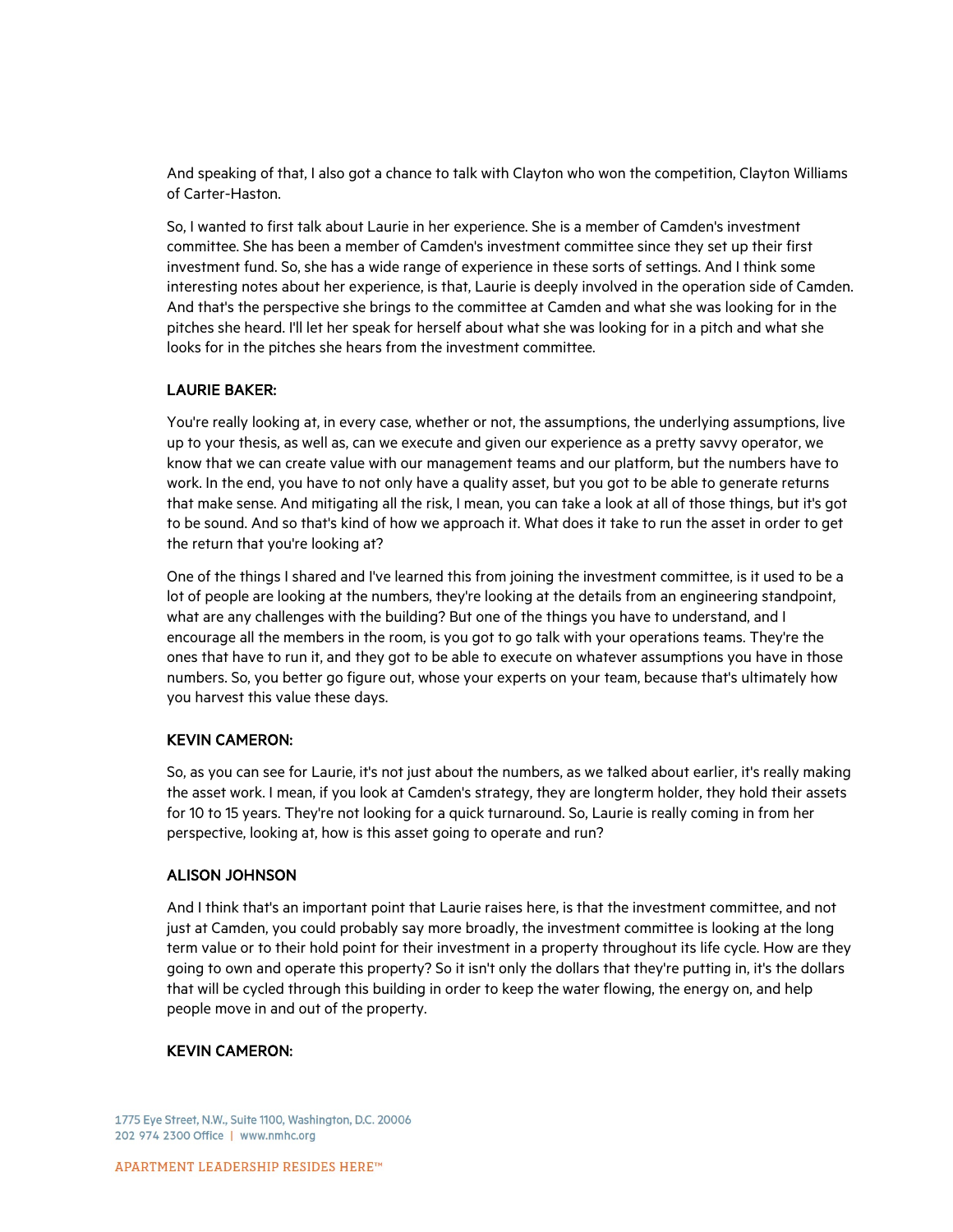And speaking of that, I also got a chance to talk with Clayton who won the competition, Clayton Williams of Carter-Haston.

So, I wanted to first talk about Laurie in her experience. She is a member of Camden's investment committee. She has been a member of Camden's investment committee since they set up their first investment fund. So, she has a wide range of experience in these sorts of settings. And I think some interesting notes about her experience, is that, Laurie is deeply involved in the operation side of Camden. And that's the perspective she brings to the committee at Camden and what she was looking for in the pitches she heard. I'll let her speak for herself about what she was looking for in a pitch and what she looks for in the pitches she hears from the investment committee.

**LAURIE BAKER:**

You're really looking at, in every case, whether or not, the assumptions, the underlying assumptions, live up to your thesis, as well as, can we execute and given our experience as a pretty savvy operator, we know that we can create value with our management teams and our platform, but the numbers have to work. In the end, you have to not only have a quality asset, but you got to be able to generate returns that make sense. And mitigating all the risk, I mean, you can take a look at all of those things, but it's got to be sound. And so that's kind of how we approach it. What does it take to run the asset in order to get the return that you're looking at?

One of the things I shared and I've learned this from joining the investment committee, is it used to be a lot of people are looking at the numbers, they're looking at the details from an engineering standpoint, what are any challenges with the building? But one of the things you have to understand, and I encourage all the members in the room, is you got to go talk with your operations teams. They're the ones that have to run it, and they got to be able to execute on whatever assumptions you have in those numbers. So, you better go figure out, whose your experts on your team, because that's ultimately how you harvest this value these days.

**KEVIN CAMERON:**

So, as you can see for Laurie, it's not just about the numbers, as we talked about earlier, it's really making the asset work. I mean, if you look at Camden's strategy, they are longterm holder, they hold their assets for 10 to 15 years. They're not looking for a quick turnaround. So, Laurie is really coming in from her perspective, looking at, how is this asset going to operate and run?

**ALISON JOHNSON**

And I think that's an important point that Laurie raises here, is that the investment committee, and not just at Camden, you could probably say more broadly, the investment committee is looking at the long term value or to their hold point for their investment in a property throughout its life cycle. How are they going to own and operate this property? So it isn't only the dollars that they're putting in, it's the dollars that will be cycled through this building in order to keep the water flowing, the energy on, and help people move in and out of the property.

**KEVIN CAMERON:**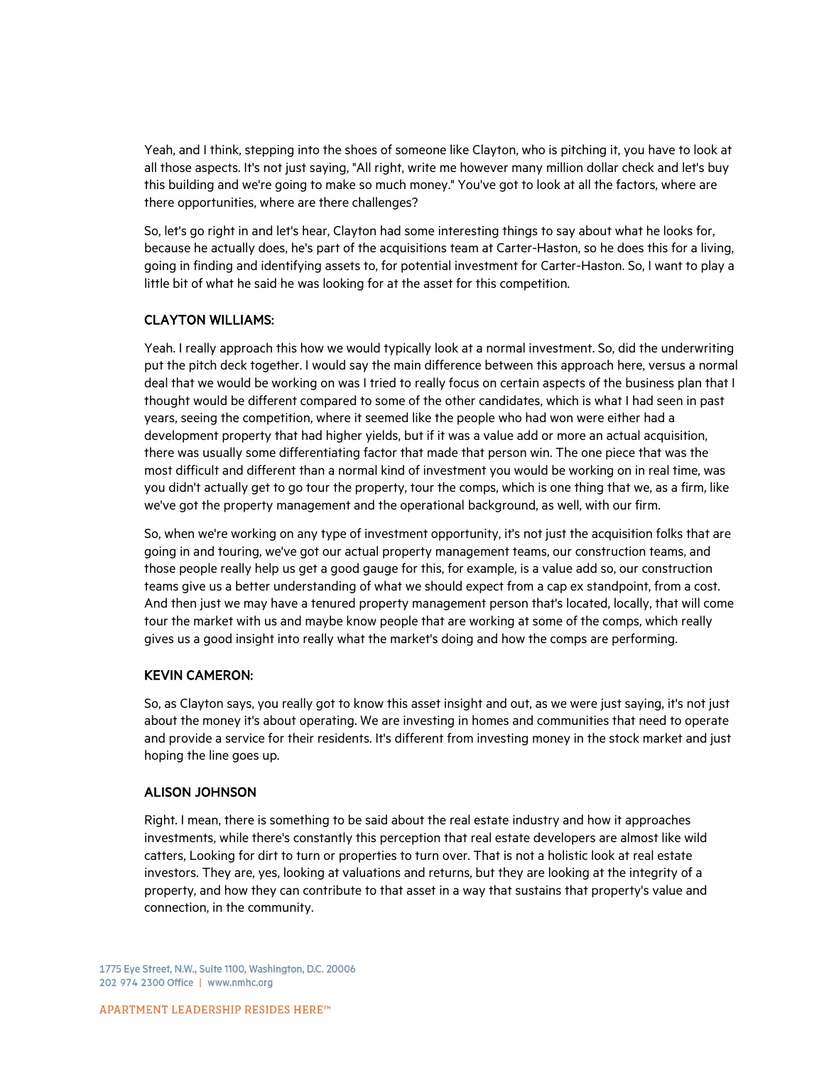Yeah, and I think, stepping into the shoes of someone like Clayton, who is pitching it, you have to look at all those aspects. It's not just saying, "All right, write me however many million dollar check and let's buy this building and we're going to make so much money." You've got to look at all the factors, where are there opportunities, where are there challenges?

So, let's go right in and let's hear, Clayton had some interesting things to say about what he looks for, because he actually does, he's part of the acquisitions team at Carter-Haston, so he does this for a living, going in finding and identifying assets to, for potential investment for Carter-Haston. So, I want to play a little bit of what he said he was looking for at the asset for this competition.

**CLAYTON WILLIAMS:**

Yeah. I really approach this how we would typically look at a normal investment. So, did the underwriting put the pitch deck together. I would say the main difference between this approach here, versus a normal deal that we would be working on was I tried to really focus on certain aspects of the business plan that I thought would be different compared to some of the other candidates, which is what I had seen in past years, seeing the competition, where it seemed like the people who had won were either had a development property that had higher yields, but if it was a value add or more an actual acquisition, there was usually some differentiating factor that made that person win. The one piece that was the most difficult and different than a normal kind of investment you would be working on in real time, was you didn't actually get to go tour the property, tour the comps, which is one thing that we, as a firm, like we've got the property management and the operational background, as well, with our firm.

So, when we're working on any type of investment opportunity, it's not just the acquisition folks that are going in and touring, we've got our actual property management teams, our construction teams, and those people really help us get a good gauge for this, for example, is a value add so, our construction teams give us a better understanding of what we should expect from a cap ex standpoint, from a cost. And then just we may have a tenured property management person that's located, locally, that will come tour the market with us and maybe know people that are working at some of the comps, which really gives us a good insight into really what the market's doing and how the comps are performing.

**KEVIN CAMERON:**

So, as Clayton says, you really got to know this asset insight and out, as we were just saying, it's not just about the money it's about operating. We are investing in homes and communities that need to operate and provide a service for their residents. It's different from investing money in the stock market and just hoping the line goes up.

**ALISON JOHNSON**

Right. I mean, there is something to be said about the real estate industry and how it approaches investments, while there's constantly this perception that real estate developers are almost like wild catters, Looking for dirt to turn or properties to turn over. That is not a holistic look at real estate investors. They are, yes, looking at valuations and returns, but they are looking at the integrity of a property, and how they can contribute to that asset in a way that sustains that property's value and connection, in the community.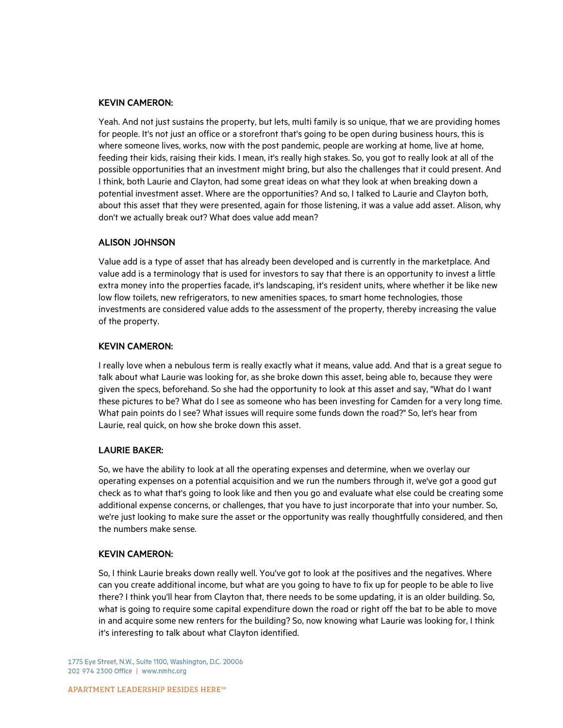**KEVIN CAMERON:**

Yeah. And not just sustains the property, but lets, multi family is so unique, that we are providing homes for people. It's not just an office or a storefront that's going to be open during business hours, this is where someone lives, works, now with the post pandemic, people are working at home, live at home, feeding their kids, raising their kids. I mean, it's really high stakes. So, you got to really look at all of the possible opportunities that an investment might bring, but also the challenges that it could present. And I think, both Laurie and Clayton, had some great ideas on what they look at when breaking down a potential investment asset. Where are the opportunities? And so, I talked to Laurie and Clayton both, about this asset that they were presented, again for those listening, it was a value add asset. Alison, why don't we actually break out? What does value add mean?

**ALISON JOHNSON**

Value add is a type of asset that has already been developed and is currently in the marketplace. And value add is a terminology that is used for investors to say that there is an opportunity to invest a little extra money into the properties facade, it's landscaping, it's resident units, where whether it be like new low flow toilets, new refrigerators, to new amenities spaces, to smart home technologies, those investments are considered value adds to the assessment of the property, thereby increasing the value of the property.

**KEVIN CAMERON:**

I really love when a nebulous term is really exactly what it means, value add. And that is a great segue to talk about what Laurie was looking for, as she broke down this asset, being able to, because they were given the specs, beforehand. So she had the opportunity to look at this asset and say, "What do I want these pictures to be? What do I see as someone who has been investing for Camden for a very long time. What pain points do I see? What issues will require some funds down the road?" So, let's hear from Laurie, real quick, on how she broke down this asset.

**LAURIE BAKER:**

So, we have the ability to look at all the operating expenses and determine, when we overlay our operating expenses on a potential acquisition and we run the numbers through it, we've got a good gut check as to what that's going to look like and then you go and evaluate what else could be creating some additional expense concerns, or challenges, that you have to just incorporate that into your number. So, we're just looking to make sure the asset or the opportunity was really thoughtfully considered, and then the numbers make sense.

**KEVIN CAMERON:**

So, I think Laurie breaks down really well. You've got to look at the positives and the negatives. Where can you create additional income, but what are you going to have to fix up for people to be able to live there? I think you'll hear from Clayton that, there needs to be some updating, it is an older building. So, what is going to require some capital expenditure down the road or right off the bat to be able to move in and acquire some new renters for the building? So, now knowing what Laurie was looking for, I think it's interesting to talk about what Clayton identified.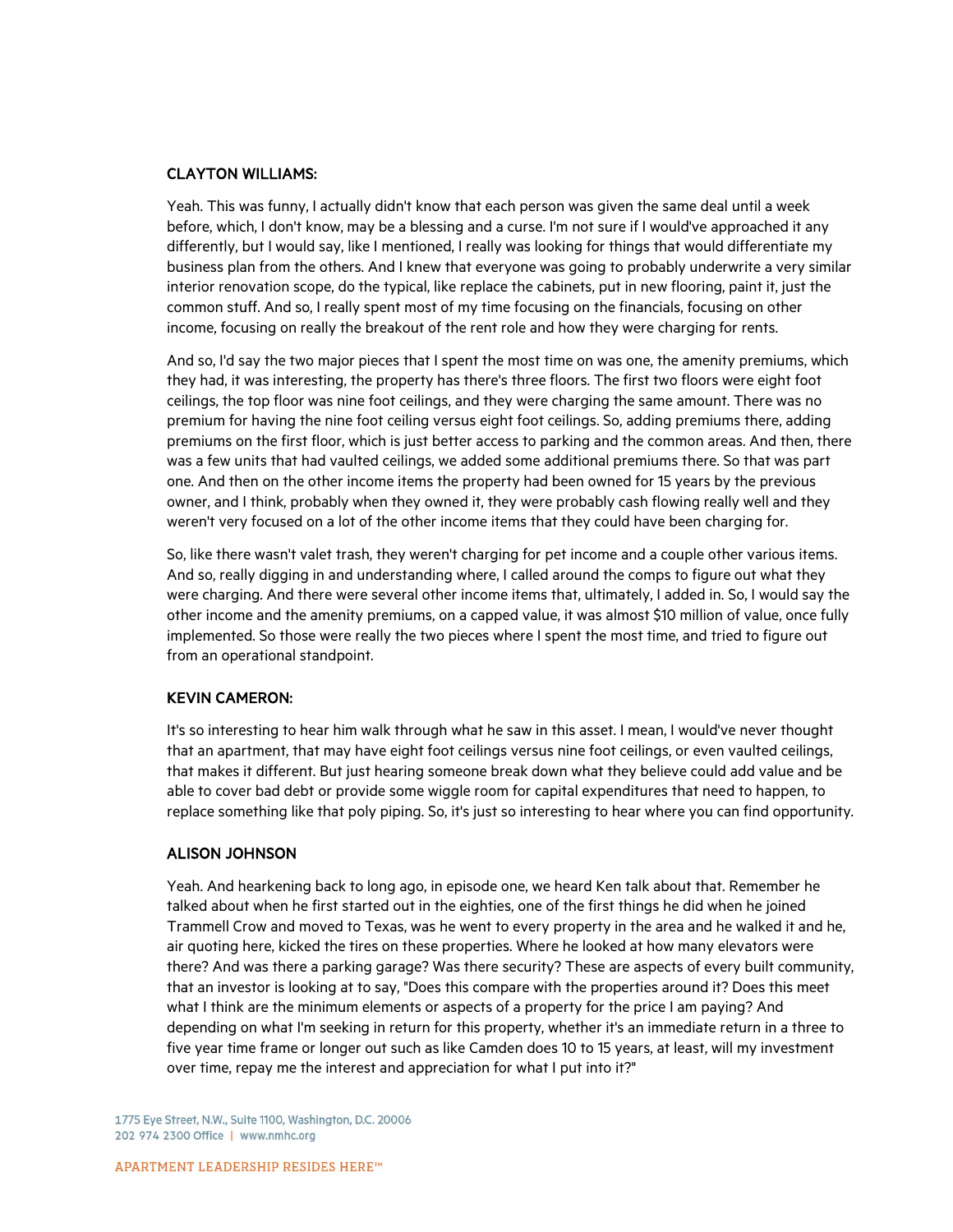**CLAYTON WILLIAMS:**

Yeah. This was funny, I actually didn't know that each person was given the same deal until a week before, which, I don't know, may be a blessing and a curse. I'm not sure if I would've approached it any differently, but I would say, like I mentioned, I really was looking for things that would differentiate my business plan from the others. And I knew that everyone was going to probably underwrite a very similar interior renovation scope, do the typical, like replace the cabinets, put in new flooring, paint it, just the common stuff. And so, I really spent most of my time focusing on the financials, focusing on other income, focusing on really the breakout of the rent role and how they were charging for rents.

And so, I'd say the two major pieces that I spent the most time on was one, the amenity premiums, which they had, it was interesting, the property has there's three floors. The first two floors were eight foot ceilings, the top floor was nine foot ceilings, and they were charging the same amount. There was no premium for having the nine foot ceiling versus eight foot ceilings. So, adding premiums there, adding premiums on the first floor, which is just better access to parking and the common areas. And then, there was a few units that had vaulted ceilings, we added some additional premiums there. So that was part one. And then on the other income items the property had been owned for 15 years by the previous owner, and I think, probably when they owned it, they were probably cash flowing really well and they weren't very focused on a lot of the other income items that they could have been charging for.

So, like there wasn't valet trash, they weren't charging for pet income and a couple other various items. And so, really digging in and understanding where, I called around the comps to figure out what they were charging. And there were several other income items that, ultimately, I added in. So, I would say the other income and the amenity premiums, on a capped value, it was almost $10 million of value, once fully implemented. So those were really the two pieces where I spent the most time, and tried to figure out from an operational standpoint.

**KEVIN CAMERON:**

It's so interesting to hear him walk through what he saw in this asset. I mean, I would've never thought that an apartment, that may have eight foot ceilings versus nine foot ceilings, or even vaulted ceilings, that makes it different. But just hearing someone break down what they believe could add value and be able to cover bad debt or provide some wiggle room for capital expenditures that need to happen, to replace something like that poly piping. So, it's just so interesting to hear where you can find opportunity.

**ALISON JOHNSON**

Yeah. And hearkening back to long ago, in episode one, we heard Ken talk about that. Remember he talked about when he first started out in the eighties, one of the first things he did when he joined Trammell Crow and moved to Texas, was he went to every property in the area and he walked it and he, air quoting here, kicked the tires on these properties. Where he looked at how many elevators were there? And was there a parking garage? Was there security? These are aspects of every built community, that an investor is looking at to say, "Does this compare with the properties around it? Does this meet what I think are the minimum elements or aspects of a property for the price I am paying? And depending on what I'm seeking in return for this property, whether it's an immediate return in a three to five year time frame or longer out such as like Camden does 10 to 15 years, at least, will my investment over time, repay me the interest and appreciation for what I put into it?"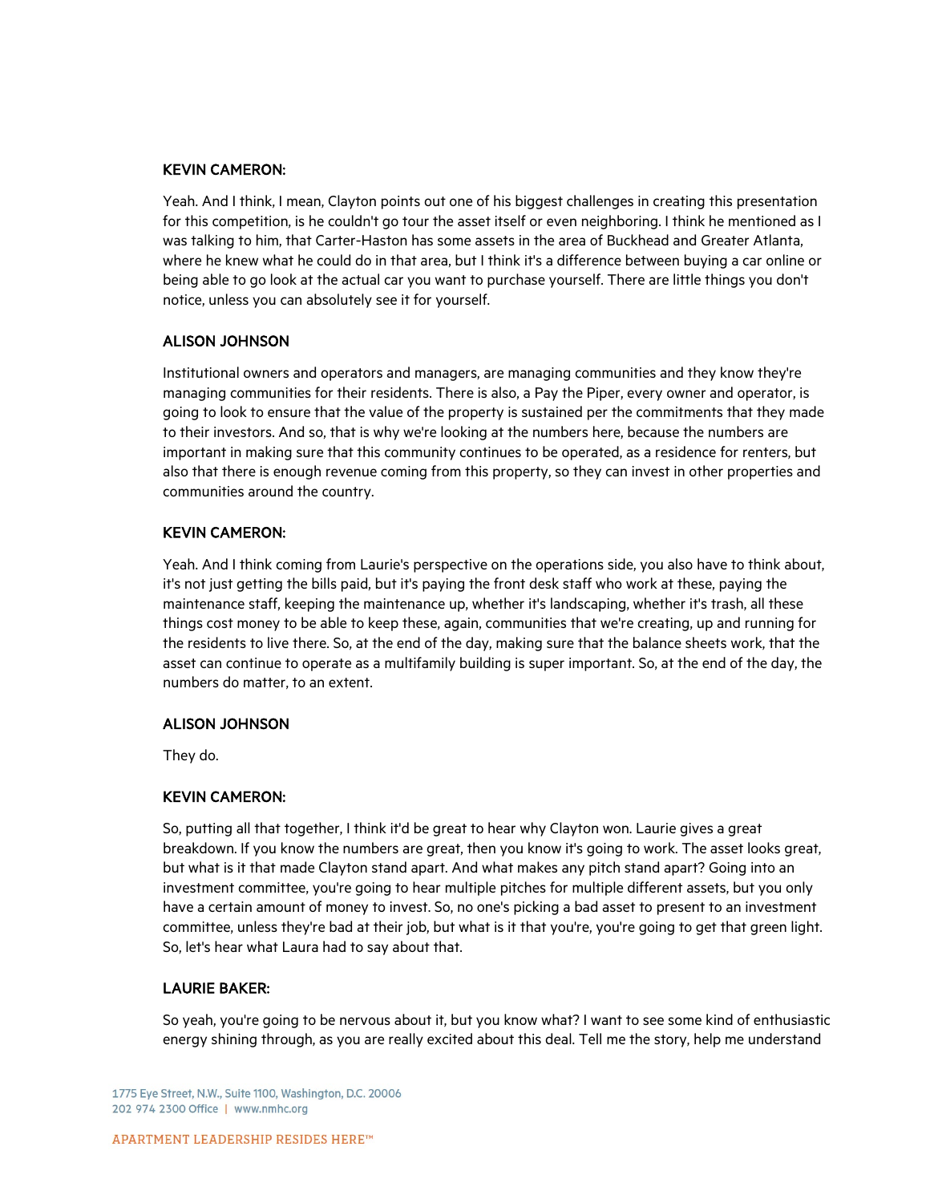**KEVIN CAMERON:**

Yeah. And I think, I mean, Clayton points out one of his biggest challenges in creating this presentation for this competition, is he couldn't go tour the asset itself or even neighboring. I think he mentioned as I was talking to him, that Carter-Haston has some assets in the area of Buckhead and Greater Atlanta, where he knew what he could do in that area, but I think it's a difference between buying a car online or being able to go look at the actual car you want to purchase yourself. There are little things you don't notice, unless you can absolutely see it for yourself.

**ALISON JOHNSON**

Institutional owners and operators and managers, are managing communities and they know they're managing communities for their residents. There is also, a Pay the Piper, every owner and operator, is going to look to ensure that the value of the property is sustained per the commitments that they made to their investors. And so, that is why we're looking at the numbers here, because the numbers are important in making sure that this community continues to be operated, as a residence for renters, but also that there is enough revenue coming from this property, so they can invest in other properties and communities around the country.

**KEVIN CAMERON:**

Yeah. And I think coming from Laurie's perspective on the operations side, you also have to think about, it's not just getting the bills paid, but it's paying the front desk staff who work at these, paying the maintenance staff, keeping the maintenance up, whether it's landscaping, whether it's trash, all these things cost money to be able to keep these, again, communities that we're creating, up and running for the residents to live there. So, at the end of the day, making sure that the balance sheets work, that the asset can continue to operate as a multifamily building is super important. So, at the end of the day, the numbers do matter, to an extent.

**ALISON JOHNSON**

They do.

**KEVIN CAMERON:**

So, putting all that together, I think it'd be great to hear why Clayton won. Laurie gives a great breakdown. If you know the numbers are great, then you know it's going to work. The asset looks great, but what is it that made Clayton stand apart. And what makes any pitch stand apart? Going into an investment committee, you're going to hear multiple pitches for multiple different assets, but you only have a certain amount of money to invest. So, no one's picking a bad asset to present to an investment committee, unless they're bad at their job, but what is it that you're, you're going to get that green light. So, let's hear what Laura had to say about that.

**LAURIE BAKER:**

So yeah, you're going to be nervous about it, but you know what? I want to see some kind of enthusiastic energy shining through, as you are really excited about this deal. Tell me the story, help me understand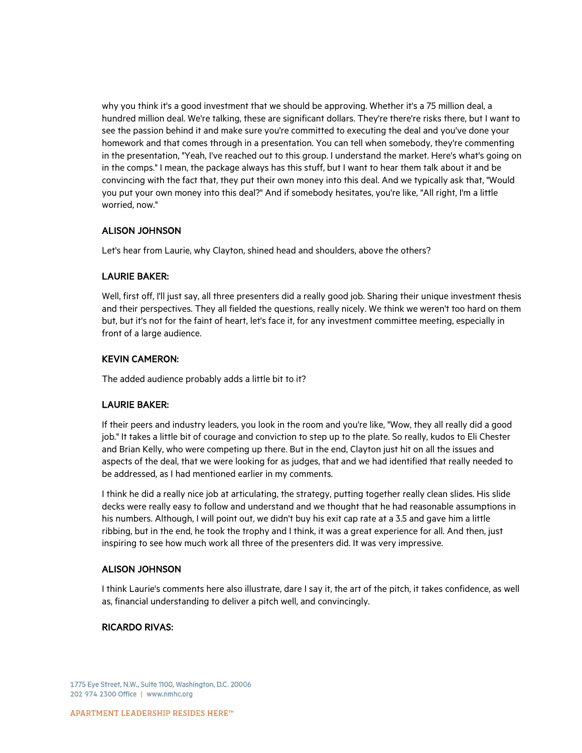why you think it's a good investment that we should be approving. Whether it's a 75 million deal, a hundred million deal. We're talking, these are significant dollars. They're there're risks there, but I want to see the passion behind it and make sure you're committed to executing the deal and you've done your homework and that comes through in a presentation. You can tell when somebody, they're commenting in the presentation, "Yeah, I've reached out to this group. I understand the market. Here's what's going on in the comps." I mean, the package always has this stuff, but I want to hear them talk about it and be convincing with the fact that, they put their own money into this deal. And we typically ask that, "Would you put your own money into this deal?" And if somebody hesitates, you're like, "All right, I'm a little worried, now."

**ALISON JOHNSON**

Let's hear from Laurie, why Clayton, shined head and shoulders, above the others?

**LAURIE BAKER:**

Well, first off, I'll just say, all three presenters did a really good job. Sharing their unique investment thesis and their perspectives. They all fielded the questions, really nicely. We think we weren't too hard on them but, but it's not for the faint of heart, let's face it, for any investment committee meeting, especially in front of a large audience.

**KEVIN CAMERON:**

The added audience probably adds a little bit to it?

**LAURIE BAKER:**

If their peers and industry leaders, you look in the room and you're like, "Wow, they all really did a good job." It takes a little bit of courage and conviction to step up to the plate. So really, kudos to Eli Chester and Brian Kelly, who were competing up there. But in the end, Clayton just hit on all the issues and aspects of the deal, that we were looking for as judges, that and we had identified that really needed to be addressed, as I had mentioned earlier in my comments.

I think he did a really nice job at articulating, the strategy, putting together really clean slides. His slide decks were really easy to follow and understand and we thought that he had reasonable assumptions in his numbers. Although, I will point out, we didn't buy his exit cap rate at a 3.5 and gave him a little ribbing, but in the end, he took the trophy and I think, it was a great experience for all. And then, just inspiring to see how much work all three of the presenters did. It was very impressive.

**ALISON JOHNSON**

I think Laurie's comments here also illustrate, dare I say it, the art of the pitch, it takes confidence, as well as, financial understanding to deliver a pitch well, and convincingly.

**RICARDO RIVAS:**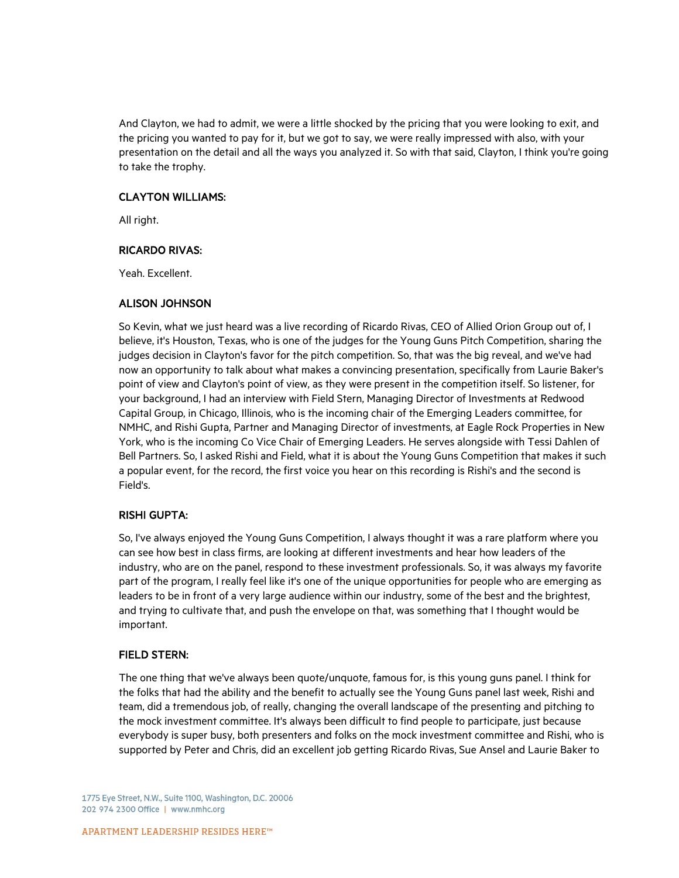And Clayton, we had to admit, we were a little shocked by the pricing that you were looking to exit, and the pricing you wanted to pay for it, but we got to say, we were really impressed with also, with your presentation on the detail and all the ways you analyzed it. So with that said, Clayton, I think you're going to take the trophy.

**CLAYTON WILLIAMS:**

All right.

**RICARDO RIVAS:**

Yeah. Excellent.

**ALISON JOHNSON**

So Kevin, what we just heard was a live recording of Ricardo Rivas, CEO of Allied Orion Group out of, I believe, it's Houston, Texas, who is one of the judges for the Young Guns Pitch Competition, sharing the judges decision in Clayton's favor for the pitch competition. So, that was the big reveal, and we've had now an opportunity to talk about what makes a convincing presentation, specifically from Laurie Baker's point of view and Clayton's point of view, as they were present in the competition itself. So listener, for your background, I had an interview with Field Stern, Managing Director of Investments at Redwood Capital Group, in Chicago, Illinois, who is the incoming chair of the Emerging Leaders committee, for NMHC, and Rishi Gupta, Partner and Managing Director of investments, at Eagle Rock Properties in New York, who is the incoming Co Vice Chair of Emerging Leaders. He serves alongside with Tessi Dahlen of Bell Partners. So, I asked Rishi and Field, what it is about the Young Guns Competition that makes it such a popular event, for the record, the first voice you hear on this recording is Rishi's and the second is Field's.

**RISHI GUPTA:**

So, I've always enjoyed the Young Guns Competition, I always thought it was a rare platform where you can see how best in class firms, are looking at different investments and hear how leaders of the industry, who are on the panel, respond to these investment professionals. So, it was always my favorite part of the program, I really feel like it's one of the unique opportunities for people who are emerging as leaders to be in front of a very large audience within our industry, some of the best and the brightest, and trying to cultivate that, and push the envelope on that, was something that I thought would be important.

**FIELD STERN:**

The one thing that we've always been quote/unquote, famous for, is this young guns panel. I think for the folks that had the ability and the benefit to actually see the Young Guns panel last week, Rishi and team, did a tremendous job, of really, changing the overall landscape of the presenting and pitching to the mock investment committee. It's always been difficult to find people to participate, just because everybody is super busy, both presenters and folks on the mock investment committee and Rishi, who is supported by Peter and Chris, did an excellent job getting Ricardo Rivas, Sue Ansel and Laurie Baker to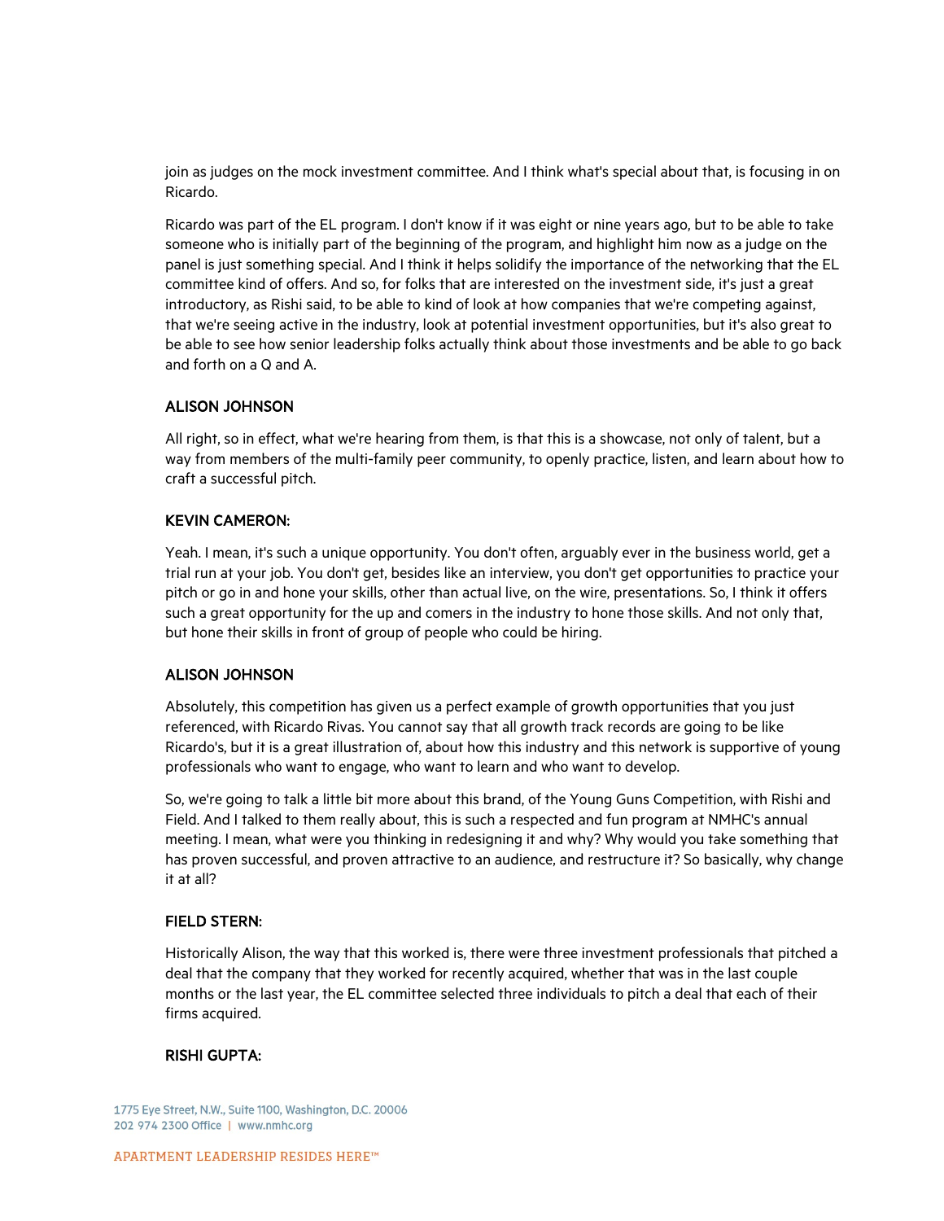join as judges on the mock investment committee. And I think what's special about that, is focusing in on Ricardo.

Ricardo was part of the EL program. I don't know if it was eight or nine years ago, but to be able to take someone who is initially part of the beginning of the program, and highlight him now as a judge on the panel is just something special. And I think it helps solidify the importance of the networking that the EL committee kind of offers. And so, for folks that are interested on the investment side, it's just a great introductory, as Rishi said, to be able to kind of look at how companies that we're competing against, that we're seeing active in the industry, look at potential investment opportunities, but it's also great to be able to see how senior leadership folks actually think about those investments and be able to go back and forth on a Q and A.

**ALISON JOHNSON**

All right, so in effect, what we're hearing from them, is that this is a showcase, not only of talent, but a way from members of the multi-family peer community, to openly practice, listen, and learn about how to craft a successful pitch.

**KEVIN CAMERON:**

Yeah. I mean, it's such a unique opportunity. You don't often, arguably ever in the business world, get a trial run at your job. You don't get, besides like an interview, you don't get opportunities to practice your pitch or go in and hone your skills, other than actual live, on the wire, presentations. So, I think it offers such a great opportunity for the up and comers in the industry to hone those skills. And not only that, but hone their skills in front of group of people who could be hiring.

**ALISON JOHNSON**

Absolutely, this competition has given us a perfect example of growth opportunities that you just referenced, with Ricardo Rivas. You cannot say that all growth track records are going to be like Ricardo's, but it is a great illustration of, about how this industry and this network is supportive of young professionals who want to engage, who want to learn and who want to develop.

So, we're going to talk a little bit more about this brand, of the Young Guns Competition, with Rishi and Field. And I talked to them really about, this is such a respected and fun program at NMHC's annual meeting. I mean, what were you thinking in redesigning it and why? Why would you take something that has proven successful, and proven attractive to an audience, and restructure it? So basically, why change it at all?

**FIELD STERN:**

Historically Alison, the way that this worked is, there were three investment professionals that pitched a deal that the company that they worked for recently acquired, whether that was in the last couple months or the last year, the EL committee selected three individuals to pitch a deal that each of their firms acquired.

**RISHI GUPTA:**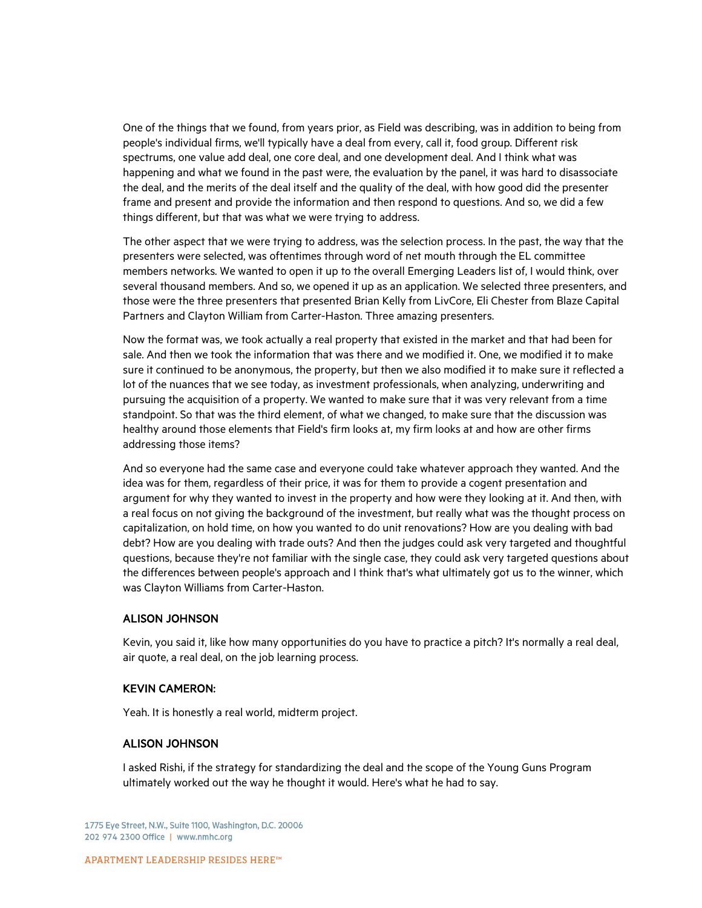One of the things that we found, from years prior, as Field was describing, was in addition to being from people's individual firms, we'll typically have a deal from every, call it, food group. Different risk spectrums, one value add deal, one core deal, and one development deal. And I think what was happening and what we found in the past were, the evaluation by the panel, it was hard to disassociate the deal, and the merits of the deal itself and the quality of the deal, with how good did the presenter frame and present and provide the information and then respond to questions. And so, we did a few things different, but that was what we were trying to address.

The other aspect that we were trying to address, was the selection process. In the past, the way that the presenters were selected, was oftentimes through word of net mouth through the EL committee members networks. We wanted to open it up to the overall Emerging Leaders list of, I would think, over several thousand members. And so, we opened it up as an application. We selected three presenters, and those were the three presenters that presented Brian Kelly from LivCore, Eli Chester from Blaze Capital Partners and Clayton William from Carter-Haston. Three amazing presenters.

Now the format was, we took actually a real property that existed in the market and that had been for sale. And then we took the information that was there and we modified it. One, we modified it to make sure it continued to be anonymous, the property, but then we also modified it to make sure it reflected a lot of the nuances that we see today, as investment professionals, when analyzing, underwriting and pursuing the acquisition of a property. We wanted to make sure that it was very relevant from a time standpoint. So that was the third element, of what we changed, to make sure that the discussion was healthy around those elements that Field's firm looks at, my firm looks at and how are other firms addressing those items?

And so everyone had the same case and everyone could take whatever approach they wanted. And the idea was for them, regardless of their price, it was for them to provide a cogent presentation and argument for why they wanted to invest in the property and how were they looking at it. And then, with a real focus on not giving the background of the investment, but really what was the thought process on capitalization, on hold time, on how you wanted to do unit renovations? How are you dealing with bad debt? How are you dealing with trade outs? And then the judges could ask very targeted and thoughtful questions, because they're not familiar with the single case, they could ask very targeted questions about the differences between people's approach and I think that's what ultimately got us to the winner, which was Clayton Williams from Carter-Haston.

**ALISON JOHNSON**

Kevin, you said it, like how many opportunities do you have to practice a pitch? It's normally a real deal, air quote, a real deal, on the job learning process.

**KEVIN CAMERON:**

Yeah. It is honestly a real world, midterm project.

**ALISON JOHNSON**

I asked Rishi, if the strategy for standardizing the deal and the scope of the Young Guns Program ultimately worked out the way he thought it would. Here's what he had to say.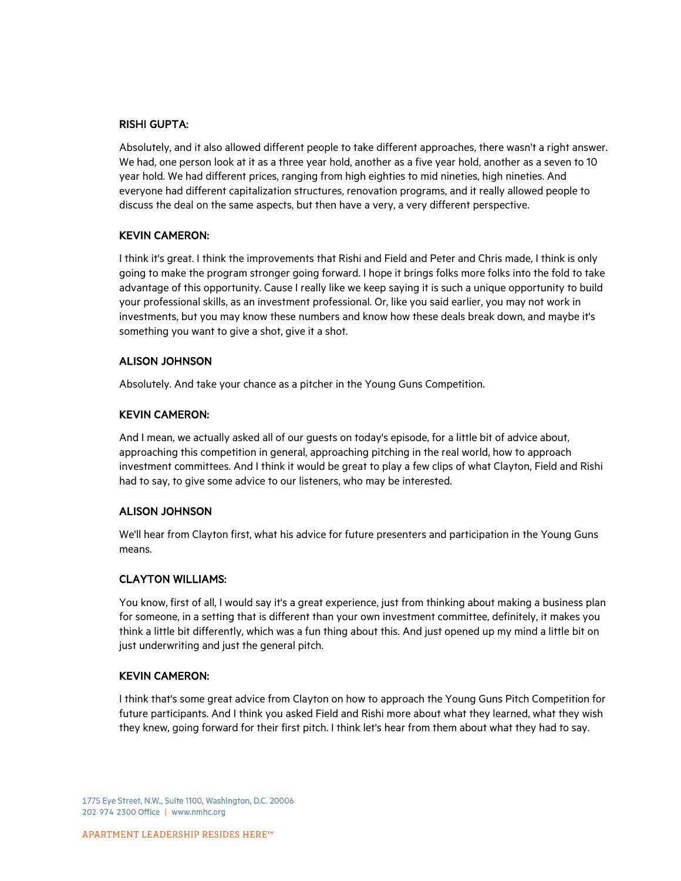**RISHI GUPTA:**

Absolutely, and it also allowed different people to take different approaches, there wasn't a right answer. We had, one person look at it as a three year hold, another as a five year hold, another as a seven to 10 year hold. We had different prices, ranging from high eighties to mid nineties, high nineties. And everyone had different capitalization structures, renovation programs, and it really allowed people to discuss the deal on the same aspects, but then have a very, a very different perspective.

**KEVIN CAMERON:**

I think it's great. I think the improvements that Rishi and Field and Peter and Chris made, I think is only going to make the program stronger going forward. I hope it brings folks more folks into the fold to take advantage of this opportunity. Cause I really like we keep saying it is such a unique opportunity to build your professional skills, as an investment professional. Or, like you said earlier, you may not work in investments, but you may know these numbers and know how these deals break down, and maybe it's something you want to give a shot, give it a shot.

**ALISON JOHNSON**

Absolutely. And take your chance as a pitcher in the Young Guns Competition.

**KEVIN CAMERON:**

And I mean, we actually asked all of our guests on today's episode, for a little bit of advice about, approaching this competition in general, approaching pitching in the real world, how to approach investment committees. And I think it would be great to play a few clips of what Clayton, Field and Rishi had to say, to give some advice to our listeners, who may be interested.

**ALISON JOHNSON**

We'll hear from Clayton first, what his advice for future presenters and participation in the Young Guns means.

**CLAYTON WILLIAMS:**

You know, first of all, I would say it's a great experience, just from thinking about making a business plan for someone, in a setting that is different than your own investment committee, definitely, it makes you think a little bit differently, which was a fun thing about this. And just opened up my mind a little bit on just underwriting and just the general pitch.

**KEVIN CAMERON:**

I think that's some great advice from Clayton on how to approach the Young Guns Pitch Competition for future participants. And I think you asked Field and Rishi more about what they learned, what they wish they knew, going forward for their first pitch. I think let's hear from them about what they had to say.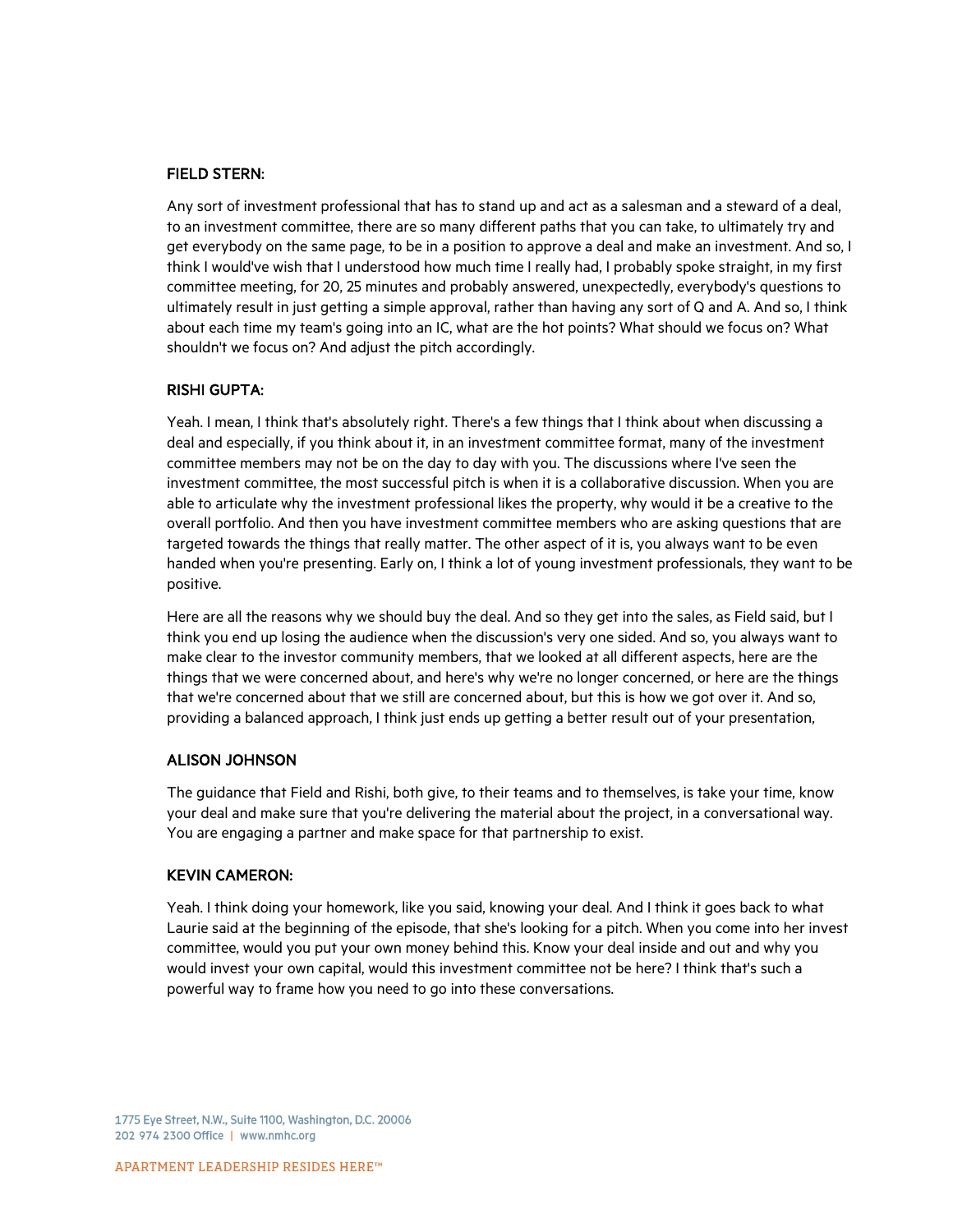**FIELD STERN:**

Any sort of investment professional that has to stand up and act as a salesman and a steward of a deal, to an investment committee, there are so many different paths that you can take, to ultimately try and get everybody on the same page, to be in a position to approve a deal and make an investment. And so, I think I would've wish that I understood how much time I really had, I probably spoke straight, in my first committee meeting, for 20, 25 minutes and probably answered, unexpectedly, everybody's questions to ultimately result in just getting a simple approval, rather than having any sort of Q and A. And so, I think about each time my team's going into an IC, what are the hot points? What should we focus on? What shouldn't we focus on? And adjust the pitch accordingly.

**RISHI GUPTA:**

Yeah. I mean, I think that's absolutely right. There's a few things that I think about when discussing a deal and especially, if you think about it, in an investment committee format, many of the investment committee members may not be on the day to day with you. The discussions where I've seen the investment committee, the most successful pitch is when it is a collaborative discussion. When you are able to articulate why the investment professional likes the property, why would it be a creative to the overall portfolio. And then you have investment committee members who are asking questions that are targeted towards the things that really matter. The other aspect of it is, you always want to be even handed when you're presenting. Early on, I think a lot of young investment professionals, they want to be positive.

Here are all the reasons why we should buy the deal. And so they get into the sales, as Field said, but I think you end up losing the audience when the discussion's very one sided. And so, you always want to make clear to the investor community members, that we looked at all different aspects, here are the things that we were concerned about, and here's why we're no longer concerned, or here are the things that we're concerned about that we still are concerned about, but this is how we got over it. And so, providing a balanced approach, I think just ends up getting a better result out of your presentation,

**ALISON JOHNSON**

The guidance that Field and Rishi, both give, to their teams and to themselves, is take your time, know your deal and make sure that you're delivering the material about the project, in a conversational way. You are engaging a partner and make space for that partnership to exist.

**KEVIN CAMERON:**

Yeah. I think doing your homework, like you said, knowing your deal. And I think it goes back to what Laurie said at the beginning of the episode, that she's looking for a pitch. When you come into her invest committee, would you put your own money behind this. Know your deal inside and out and why you would invest your own capital, would this investment committee not be here? I think that's such a powerful way to frame how you need to go into these conversations.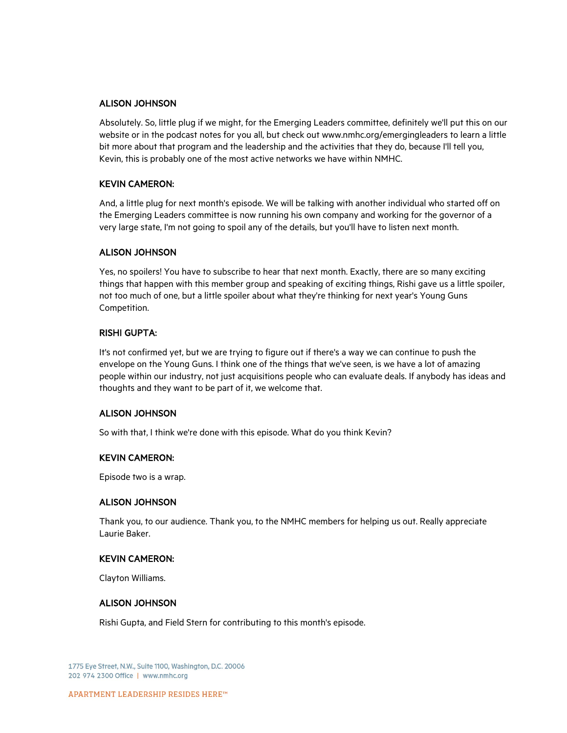**ALISON JOHNSON**

Absolutely. So, little plug if we might, for the Emerging Leaders committee, definitely we'll put this on our website or in the podcast notes for you all, but check out www.nmhc.org/emergingleaders to learn a little bit more about that program and the leadership and the activities that they do, because I'll tell you, Kevin, this is probably one of the most active networks we have within NMHC.

**KEVIN CAMERON:**

And, a little plug for next month's episode. We will be talking with another individual who started off on the Emerging Leaders committee is now running his own company and working for the governor of a very large state, I'm not going to spoil any of the details, but you'll have to listen next month.

**ALISON JOHNSON**

Yes, no spoilers! You have to subscribe to hear that next month. Exactly, there are so many exciting things that happen with this member group and speaking of exciting things, Rishi gave us a little spoiler, not too much of one, but a little spoiler about what they're thinking for next year's Young Guns Competition.

**RISHI GUPTA:**

It's not confirmed yet, but we are trying to figure out if there's a way we can continue to push the envelope on the Young Guns. I think one of the things that we've seen, is we have a lot of amazing people within our industry, not just acquisitions people who can evaluate deals. If anybody has ideas and thoughts and they want to be part of it, we welcome that.

**ALISON JOHNSON**

So with that, I think we're done with this episode. What do you think Kevin?

**KEVIN CAMERON:**

Episode two is a wrap.

**ALISON JOHNSON**

Thank you, to our audience. Thank you, to the NMHC members for helping us out. Really appreciate Laurie Baker.

**KEVIN CAMERON:**

Clayton Williams.

**ALISON JOHNSON**

Rishi Gupta, and Field Stern for contributing to this month's episode.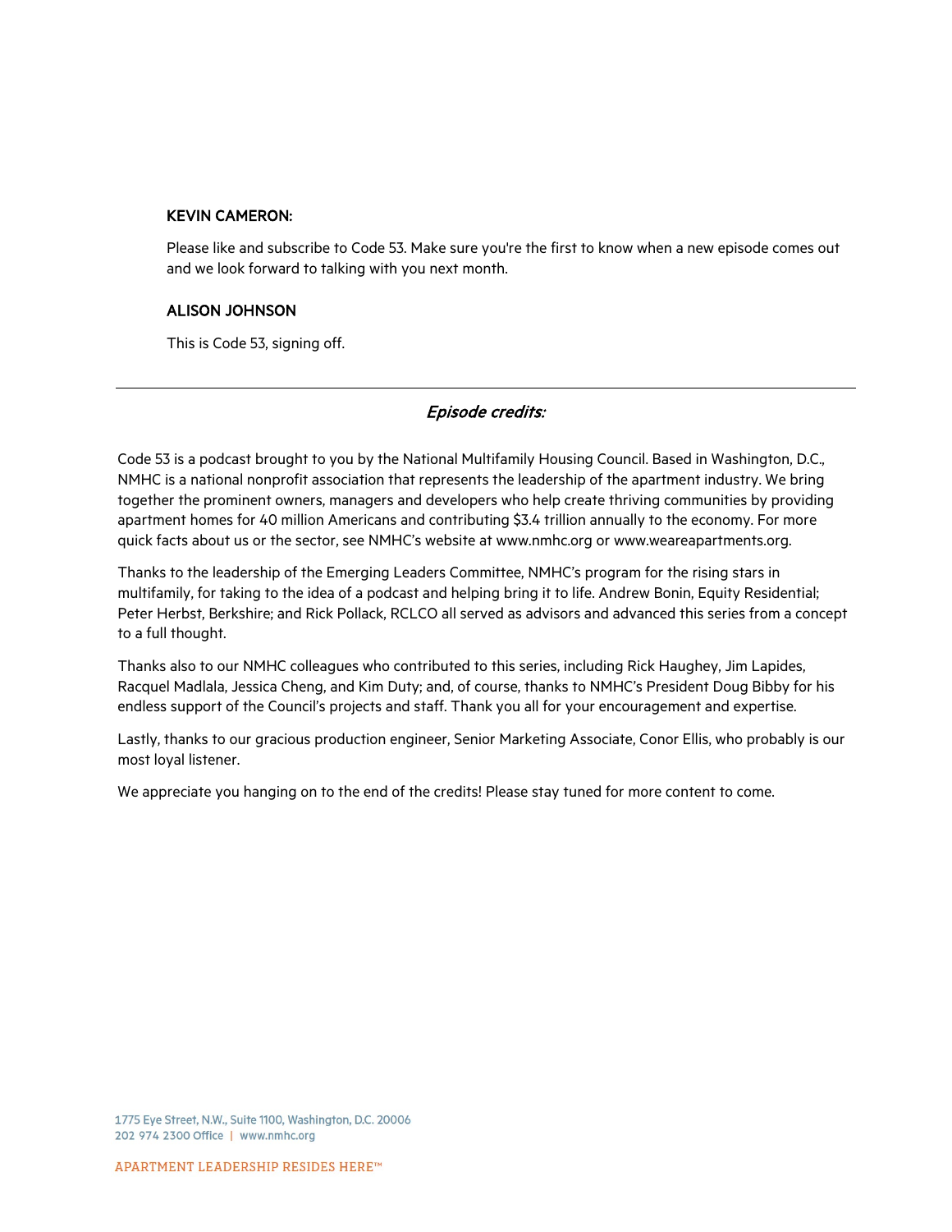**KEVIN CAMERON:**

Please like and subscribe to Code 53. Make sure you're the first to know when a new episode comes out and we look forward to talking with you next month.

**ALISON JOHNSON**

This is Code 53, signing off.

---

*Episode credits:*

Code 53 is a podcast brought to you by the National Multifamily Housing Council. Based in Washington, D.C., NMHC is a national nonprofit association that represents the leadership of the apartment industry. We bring together the prominent owners, managers and developers who help create thriving communities by providing apartment homes for 40 million Americans and contributing $3.4 trillion annually to the economy. For more quick facts about us or the sector, see NMHC's website at www.nmhc.org or www.weareapartments.org.

Thanks to the leadership of the Emerging Leaders Committee, NMHC's program for the rising stars in multifamily, for taking to the idea of a podcast and helping bring it to life. Andrew Bonin, Equity Residential; Peter Herbst, Berkshire; and Rick Pollack, RCLCO all served as advisors and advanced this series from a concept to a full thought.

Thanks also to our NMHC colleagues who contributed to this series, including Rick Haughey, Jim Lapides, Racquel Madlala, Jessica Cheng, and Kim Duty; and, of course, thanks to NMHC's President Doug Bibby for his endless support of the Council's projects and staff. Thank you all for your encouragement and expertise.

Lastly, thanks to our gracious production engineer, Senior Marketing Associate, Conor Ellis, who probably is our most loyal listener.

We appreciate you hanging on to the end of the credits! Please stay tuned for more content to come.

1775 Eye Street, N.W., Suite 1100, Washington, D.C. 20006
202 974 2300 Office | www.nmhc.org

APARTMENT LEADERSHIP RESIDES HERE™